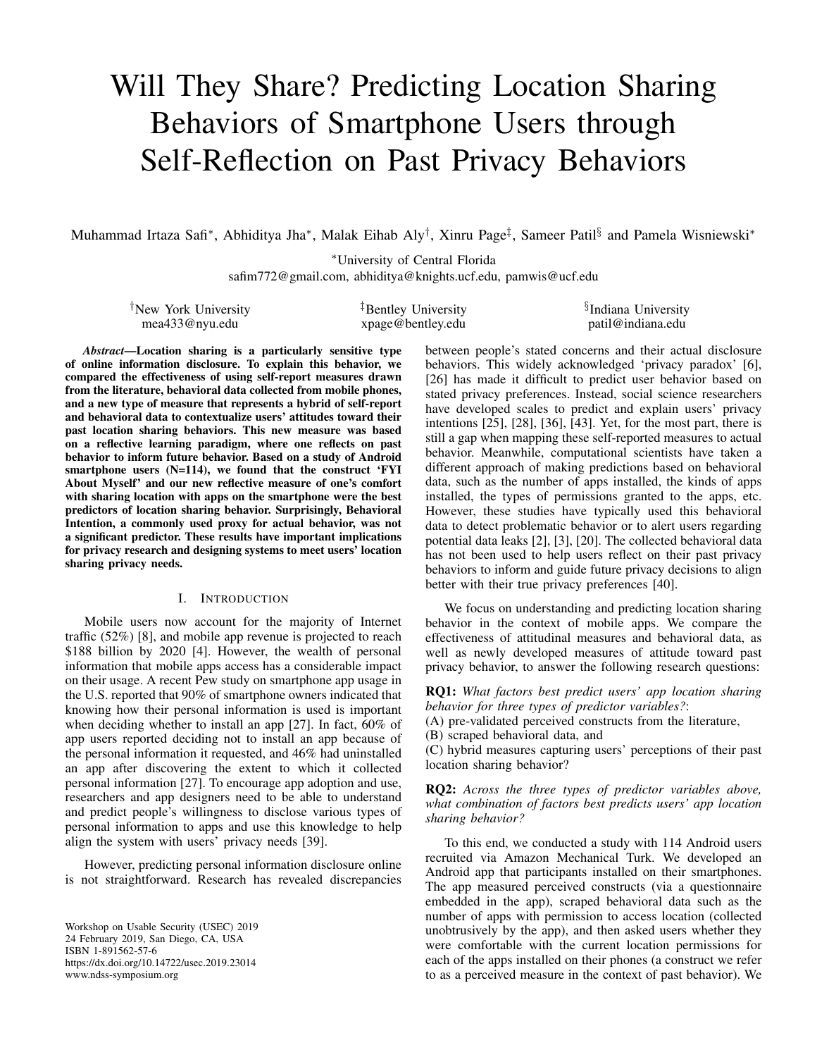# Will They Share? Predicting Location Sharing Behaviors of Smartphone Users through Self-Reflection on Past Privacy Behaviors

Muhammad Irtaza Safi*, Abhiditya Jha*, Malak Eihab Aly†, Xinru Page‡, Sameer Patil§ and Pamela Wisniewski*

*University of Central Florida
safim772@gmail.com, abhiditya@knights.ucf.edu, pamwis@ucf.edu

†New York University
mea433@nyu.edu

‡Bentley University
xpage@bentley.edu

§Indiana University
patil@indiana.edu

***Abstract*—Location sharing is a particularly sensitive type of online information disclosure. To explain this behavior, we compared the effectiveness of using self-report measures drawn from the literature, behavioral data collected from mobile phones, and a new type of measure that represents a hybrid of self-report and behavioral data to contextualize users' attitudes toward their past location sharing behaviors. This new measure was based on a reflective learning paradigm, where one reflects on past behavior to inform future behavior. Based on a study of Android smartphone users (N=114), we found that the construct 'FYI About Myself' and our new reflective measure of one's comfort with sharing location with apps on the smartphone were the best predictors of location sharing behavior. Surprisingly, Behavioral Intention, a commonly used proxy for actual behavior, was not a significant predictor. These results have important implications for privacy research and designing systems to meet users' location sharing privacy needs.**

## I. Introduction

Mobile users now account for the majority of Internet traffic (52%) [8], and mobile app revenue is projected to reach $188 billion by 2020 [4]. However, the wealth of personal information that mobile apps access has a considerable impact on their usage. A recent Pew study on smartphone app usage in the U.S. reported that 90% of smartphone owners indicated that knowing how their personal information is used is important when deciding whether to install an app [27]. In fact, 60% of app users reported deciding not to install an app because of the personal information it requested, and 46% had uninstalled an app after discovering the extent to which it collected personal information [27]. To encourage app adoption and use, researchers and app designers need to be able to understand and predict people's willingness to disclose various types of personal information to apps and use this knowledge to help align the system with users' privacy needs [39].

However, predicting personal information disclosure online is not straightforward. Research has revealed discrepancies between people's stated concerns and their actual disclosure behaviors. This widely acknowledged 'privacy paradox' [6], [26] has made it difficult to predict user behavior based on stated privacy preferences. Instead, social science researchers have developed scales to predict and explain users' privacy intentions [25], [28], [36], [43]. Yet, for the most part, there is still a gap when mapping these self-reported measures to actual behavior. Meanwhile, computational scientists have taken a different approach of making predictions based on behavioral data, such as the number of apps installed, the kinds of apps installed, the types of permissions granted to the apps, etc. However, these studies have typically used this behavioral data to detect problematic behavior or to alert users regarding potential data leaks [2], [3], [20]. The collected behavioral data has not been used to help users reflect on their past privacy behaviors to inform and guide future privacy decisions to align better with their true privacy preferences [40].

We focus on understanding and predicting location sharing behavior in the context of mobile apps. We compare the effectiveness of attitudinal measures and behavioral data, as well as newly developed measures of attitude toward past privacy behavior, to answer the following research questions:

**RQ1:** *What factors best predict users' app location sharing behavior for three types of predictor variables?*:
(A) pre-validated perceived constructs from the literature,
(B) scraped behavioral data, and
(C) hybrid measures capturing users' perceptions of their past location sharing behavior?

**RQ2:** *Across the three types of predictor variables above, what combination of factors best predicts users' app location sharing behavior?*

To this end, we conducted a study with 114 Android users recruited via Amazon Mechanical Turk. We developed an Android app that participants installed on their smartphones. The app measured perceived constructs (via a questionnaire embedded in the app), scraped behavioral data such as the number of apps with permission to access location (collected unobtrusively by the app), and then asked users whether they were comfortable with the current location permissions for each of the apps installed on their phones (a construct we refer to as a perceived measure in the context of past behavior). We

Workshop on Usable Security (USEC) 2019
24 February 2019, San Diego, CA, USA
ISBN 1-891562-57-6
https://dx.doi.org/10.14722/usec.2019.23014
www.ndss-symposium.org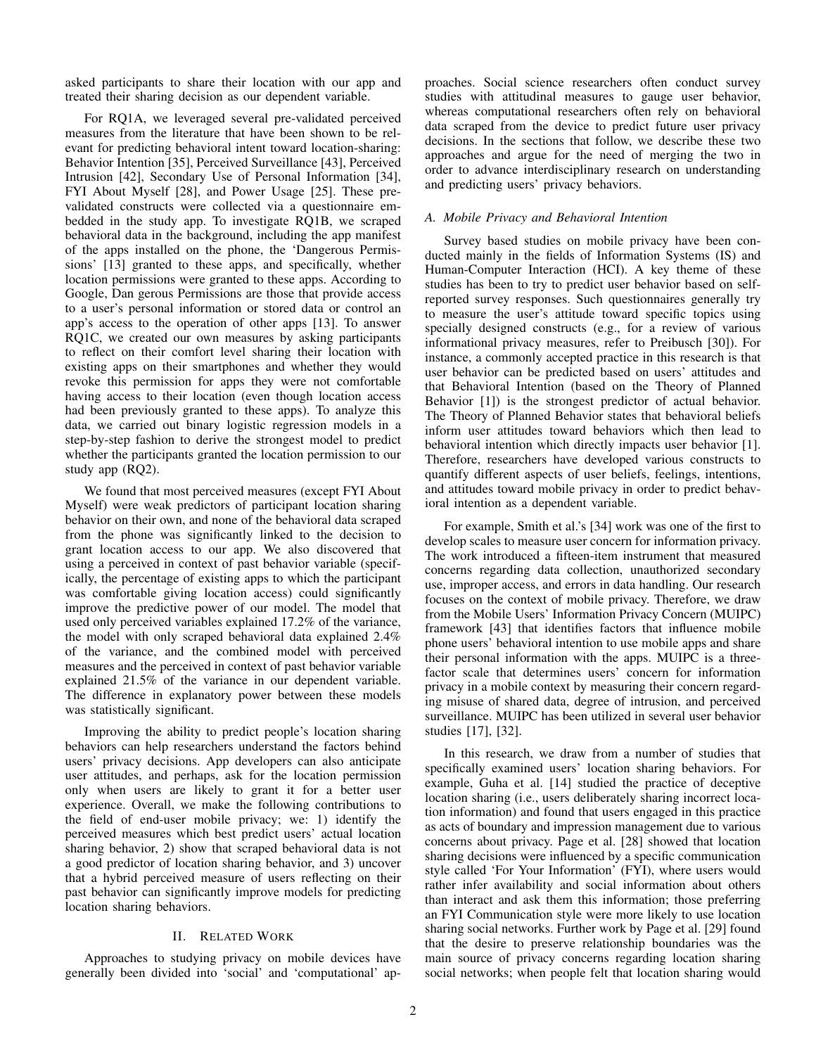asked participants to share their location with our app and treated their sharing decision as our dependent variable.

For RQ1A, we leveraged several pre-validated perceived measures from the literature that have been shown to be relevant for predicting behavioral intent toward location-sharing: Behavior Intention [35], Perceived Surveillance [43], Perceived Intrusion [42], Secondary Use of Personal Information [34], FYI About Myself [28], and Power Usage [25]. These pre-validated constructs were collected via a questionnaire embedded in the study app. To investigate RQ1B, we scraped behavioral data in the background, including the app manifest of the apps installed on the phone, the 'Dangerous Permissions' [13] granted to these apps, and specifically, whether location permissions were granted to these apps. According to Google, Dan gerous Permissions are those that provide access to a user's personal information or stored data or control an app's access to the operation of other apps [13]. To answer RQ1C, we created our own measures by asking participants to reflect on their comfort level sharing their location with existing apps on their smartphones and whether they would revoke this permission for apps they were not comfortable having access to their location (even though location access had been previously granted to these apps). To analyze this data, we carried out binary logistic regression models in a step-by-step fashion to derive the strongest model to predict whether the participants granted the location permission to our study app (RQ2).

We found that most perceived measures (except FYI About Myself) were weak predictors of participant location sharing behavior on their own, and none of the behavioral data scraped from the phone was significantly linked to the decision to grant location access to our app. We also discovered that using a perceived in context of past behavior variable (specifically, the percentage of existing apps to which the participant was comfortable giving location access) could significantly improve the predictive power of our model. The model that used only perceived variables explained 17.2% of the variance, the model with only scraped behavioral data explained 2.4% of the variance, and the combined model with perceived measures and the perceived in context of past behavior variable explained 21.5% of the variance in our dependent variable. The difference in explanatory power between these models was statistically significant.

Improving the ability to predict people's location sharing behaviors can help researchers understand the factors behind users' privacy decisions. App developers can also anticipate user attitudes, and perhaps, ask for the location permission only when users are likely to grant it for a better user experience. Overall, we make the following contributions to the field of end-user mobile privacy; we: 1) identify the perceived measures which best predict users' actual location sharing behavior, 2) show that scraped behavioral data is not a good predictor of location sharing behavior, and 3) uncover that a hybrid perceived measure of users reflecting on their past behavior can significantly improve models for predicting location sharing behaviors.

## II. Related Work

Approaches to studying privacy on mobile devices have generally been divided into 'social' and 'computational' approaches. Social science researchers often conduct survey studies with attitudinal measures to gauge user behavior, whereas computational researchers often rely on behavioral data scraped from the device to predict future user privacy decisions. In the sections that follow, we describe these two approaches and argue for the need of merging the two in order to advance interdisciplinary research on understanding and predicting users' privacy behaviors.

### A. Mobile Privacy and Behavioral Intention

Survey based studies on mobile privacy have been conducted mainly in the fields of Information Systems (IS) and Human-Computer Interaction (HCI). A key theme of these studies has been to try to predict user behavior based on self-reported survey responses. Such questionnaires generally try to measure the user's attitude toward specific topics using specially designed constructs (e.g., for a review of various informational privacy measures, refer to Preibusch [30]). For instance, a commonly accepted practice in this research is that user behavior can be predicted based on users' attitudes and that Behavioral Intention (based on the Theory of Planned Behavior [1]) is the strongest predictor of actual behavior. The Theory of Planned Behavior states that behavioral beliefs inform user attitudes toward behaviors which then lead to behavioral intention which directly impacts user behavior [1]. Therefore, researchers have developed various constructs to quantify different aspects of user beliefs, feelings, intentions, and attitudes toward mobile privacy in order to predict behavioral intention as a dependent variable.

For example, Smith et al.'s [34] work was one of the first to develop scales to measure user concern for information privacy. The work introduced a fifteen-item instrument that measured concerns regarding data collection, unauthorized secondary use, improper access, and errors in data handling. Our research focuses on the context of mobile privacy. Therefore, we draw from the Mobile Users' Information Privacy Concern (MUIPC) framework [43] that identifies factors that influence mobile phone users' behavioral intention to use mobile apps and share their personal information with the apps. MUIPC is a three-factor scale that determines users' concern for information privacy in a mobile context by measuring their concern regarding misuse of shared data, degree of intrusion, and perceived surveillance. MUIPC has been utilized in several user behavior studies [17], [32].

In this research, we draw from a number of studies that specifically examined users' location sharing behaviors. For example, Guha et al. [14] studied the practice of deceptive location sharing (i.e., users deliberately sharing incorrect location information) and found that users engaged in this practice as acts of boundary and impression management due to various concerns about privacy. Page et al. [28] showed that location sharing decisions were influenced by a specific communication style called 'For Your Information' (FYI), where users would rather infer availability and social information about others than interact and ask them this information; those preferring an FYI Communication style were more likely to use location sharing social networks. Further work by Page et al. [29] found that the desire to preserve relationship boundaries was the main source of privacy concerns regarding location sharing social networks; when people felt that location sharing would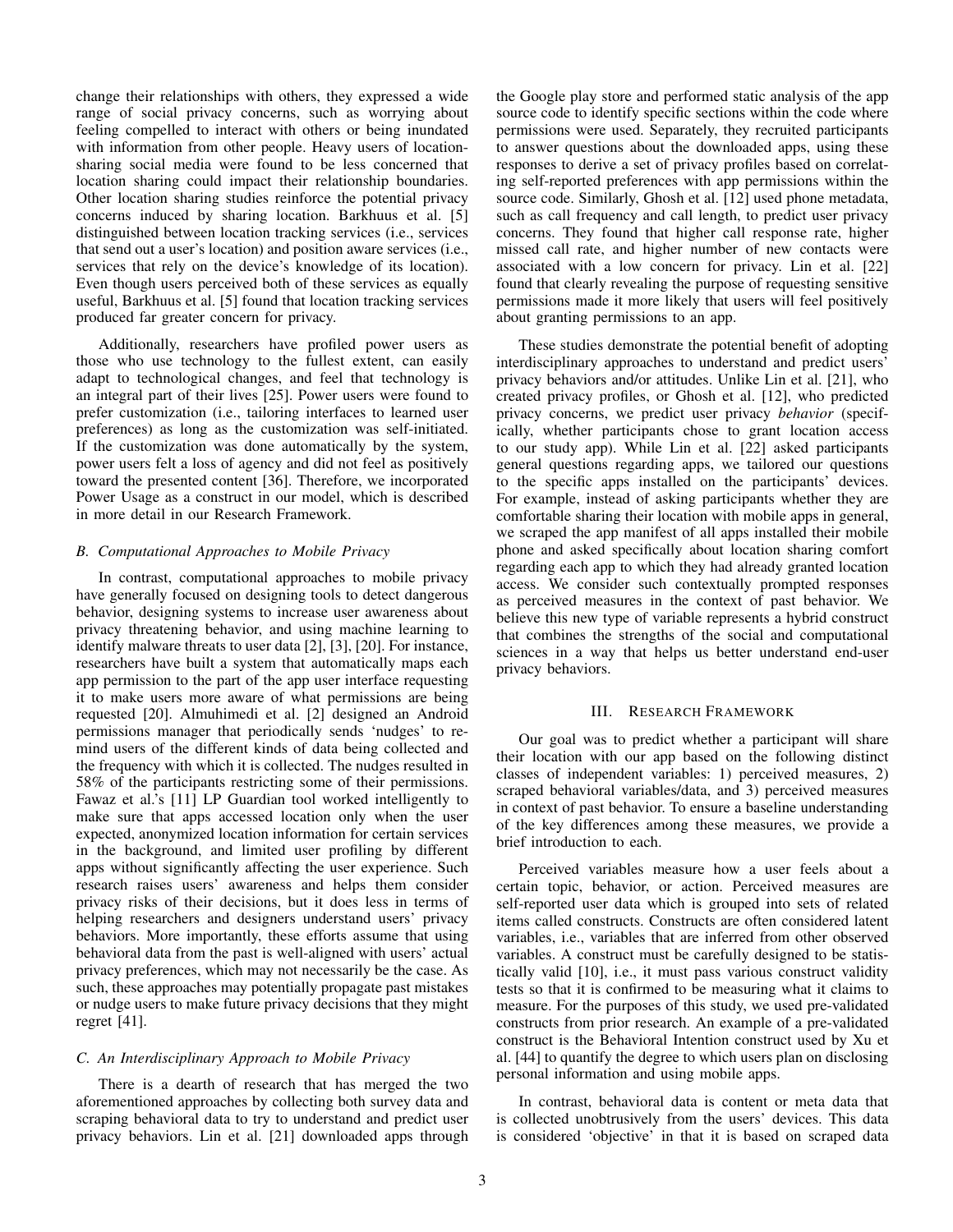change their relationships with others, they expressed a wide range of social privacy concerns, such as worrying about feeling compelled to interact with others or being inundated with information from other people. Heavy users of location-sharing social media were found to be less concerned that location sharing could impact their relationship boundaries. Other location sharing studies reinforce the potential privacy concerns induced by sharing location. Barkhuus et al. [5] distinguished between location tracking services (i.e., services that send out a user's location) and position aware services (i.e., services that rely on the device's knowledge of its location). Even though users perceived both of these services as equally useful, Barkhuus et al. [5] found that location tracking services produced far greater concern for privacy.

Additionally, researchers have profiled power users as those who use technology to the fullest extent, can easily adapt to technological changes, and feel that technology is an integral part of their lives [25]. Power users were found to prefer customization (i.e., tailoring interfaces to learned user preferences) as long as the customization was self-initiated. If the customization was done automatically by the system, power users felt a loss of agency and did not feel as positively toward the presented content [36]. Therefore, we incorporated Power Usage as a construct in our model, which is described in more detail in our Research Framework.

### B. Computational Approaches to Mobile Privacy

In contrast, computational approaches to mobile privacy have generally focused on designing tools to detect dangerous behavior, designing systems to increase user awareness about privacy threatening behavior, and using machine learning to identify malware threats to user data [2], [3], [20]. For instance, researchers have built a system that automatically maps each app permission to the part of the app user interface requesting it to make users more aware of what permissions are being requested [20]. Almuhimedi et al. [2] designed an Android permissions manager that periodically sends 'nudges' to remind users of the different kinds of data being collected and the frequency with which it is collected. The nudges resulted in 58% of the participants restricting some of their permissions. Fawaz et al.'s [11] LP Guardian tool worked intelligently to make sure that apps accessed location only when the user expected, anonymized location information for certain services in the background, and limited user profiling by different apps without significantly affecting the user experience. Such research raises users' awareness and helps them consider privacy risks of their decisions, but it does less in terms of helping researchers and designers understand users' privacy behaviors. More importantly, these efforts assume that using behavioral data from the past is well-aligned with users' actual privacy preferences, which may not necessarily be the case. As such, these approaches may potentially propagate past mistakes or nudge users to make future privacy decisions that they might regret [41].

### C. An Interdisciplinary Approach to Mobile Privacy

There is a dearth of research that has merged the two aforementioned approaches by collecting both survey data and scraping behavioral data to try to understand and predict user privacy behaviors. Lin et al. [21] downloaded apps through the Google play store and performed static analysis of the app source code to identify specific sections within the code where permissions were used. Separately, they recruited participants to answer questions about the downloaded apps, using these responses to derive a set of privacy profiles based on correlating self-reported preferences with app permissions within the source code. Similarly, Ghosh et al. [12] used phone metadata, such as call frequency and call length, to predict user privacy concerns. They found that higher call response rate, higher missed call rate, and higher number of new contacts were associated with a low concern for privacy. Lin et al. [22] found that clearly revealing the purpose of requesting sensitive permissions made it more likely that users will feel positively about granting permissions to an app.

These studies demonstrate the potential benefit of adopting interdisciplinary approaches to understand and predict users' privacy behaviors and/or attitudes. Unlike Lin et al. [21], who created privacy profiles, or Ghosh et al. [12], who predicted privacy concerns, we predict user privacy *behavior* (specifically, whether participants chose to grant location access to our study app). While Lin et al. [22] asked participants general questions regarding apps, we tailored our questions to the specific apps installed on the participants' devices. For example, instead of asking participants whether they are comfortable sharing their location with mobile apps in general, we scraped the app manifest of all apps installed their mobile phone and asked specifically about location sharing comfort regarding each app to which they had already granted location access. We consider such contextually prompted responses as perceived measures in the context of past behavior. We believe this new type of variable represents a hybrid construct that combines the strengths of the social and computational sciences in a way that helps us better understand end-user privacy behaviors.

## III. Research Framework

Our goal was to predict whether a participant will share their location with our app based on the following distinct classes of independent variables: 1) perceived measures, 2) scraped behavioral variables/data, and 3) perceived measures in context of past behavior. To ensure a baseline understanding of the key differences among these measures, we provide a brief introduction to each.

Perceived variables measure how a user feels about a certain topic, behavior, or action. Perceived measures are self-reported user data which is grouped into sets of related items called constructs. Constructs are often considered latent variables, i.e., variables that are inferred from other observed variables. A construct must be carefully designed to be statistically valid [10], i.e., it must pass various construct validity tests so that it is confirmed to be measuring what it claims to measure. For the purposes of this study, we used pre-validated constructs from prior research. An example of a pre-validated construct is the Behavioral Intention construct used by Xu et al. [44] to quantify the degree to which users plan on disclosing personal information and using mobile apps.

In contrast, behavioral data is content or meta data that is collected unobtrusively from the users' devices. This data is considered 'objective' in that it is based on scraped data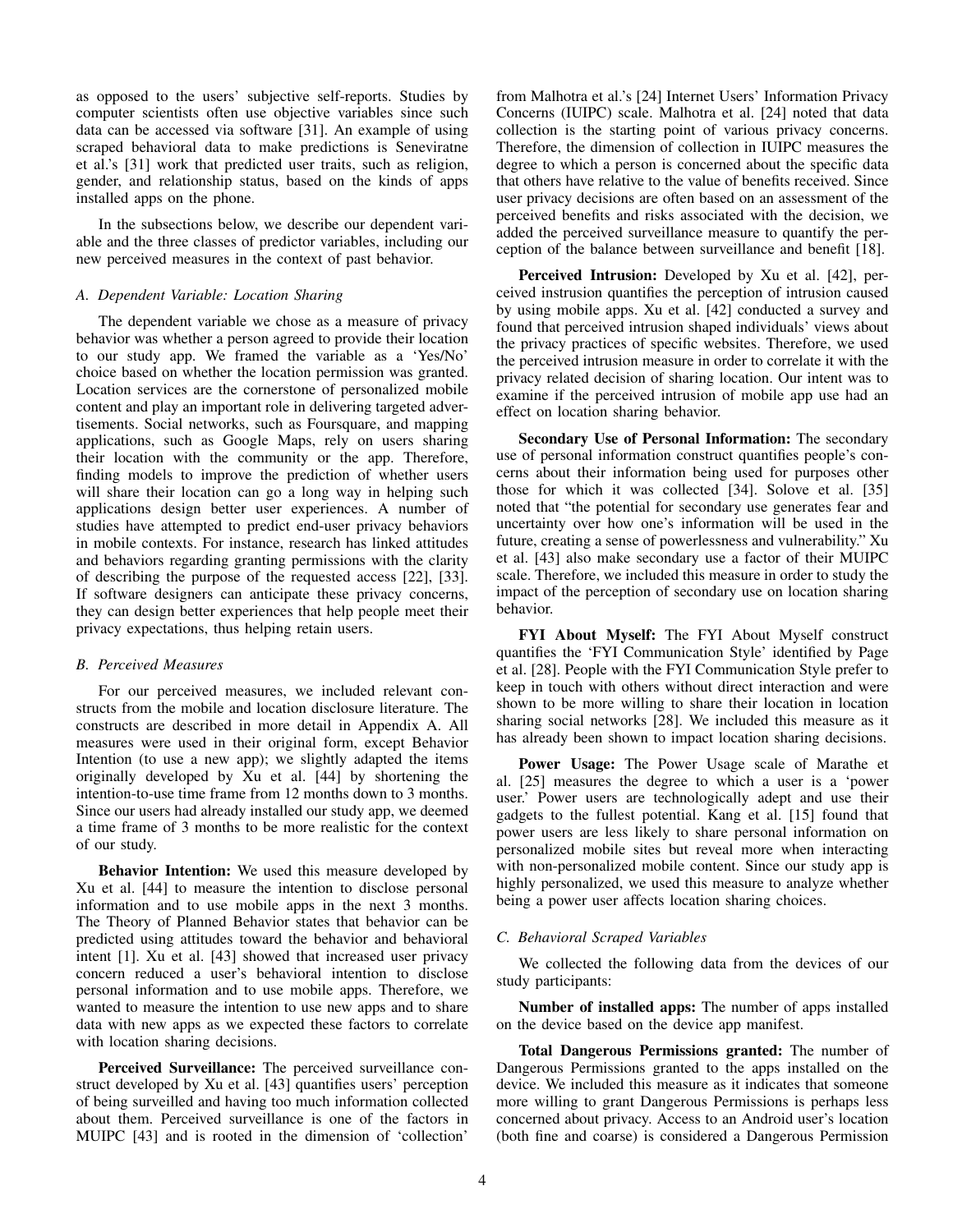as opposed to the users' subjective self-reports. Studies by computer scientists often use objective variables since such data can be accessed via software [31]. An example of using scraped behavioral data to make predictions is Seneviratne et al.'s [31] work that predicted user traits, such as religion, gender, and relationship status, based on the kinds of apps installed apps on the phone.

In the subsections below, we describe our dependent variable and the three classes of predictor variables, including our new perceived measures in the context of past behavior.

### A. Dependent Variable: Location Sharing

The dependent variable we chose as a measure of privacy behavior was whether a person agreed to provide their location to our study app. We framed the variable as a 'Yes/No' choice based on whether the location permission was granted. Location services are the cornerstone of personalized mobile content and play an important role in delivering targeted advertisements. Social networks, such as Foursquare, and mapping applications, such as Google Maps, rely on users sharing their location with the community or the app. Therefore, finding models to improve the prediction of whether users will share their location can go a long way in helping such applications design better user experiences. A number of studies have attempted to predict end-user privacy behaviors in mobile contexts. For instance, research has linked attitudes and behaviors regarding granting permissions with the clarity of describing the purpose of the requested access [22], [33]. If software designers can anticipate these privacy concerns, they can design better experiences that help people meet their privacy expectations, thus helping retain users.

### B. Perceived Measures

For our perceived measures, we included relevant constructs from the mobile and location disclosure literature. The constructs are described in more detail in Appendix A. All measures were used in their original form, except Behavior Intention (to use a new app); we slightly adapted the items originally developed by Xu et al. [44] by shortening the intention-to-use time frame from 12 months down to 3 months. Since our users had already installed our study app, we deemed a time frame of 3 months to be more realistic for the context of our study.

**Behavior Intention:** We used this measure developed by Xu et al. [44] to measure the intention to disclose personal information and to use mobile apps in the next 3 months. The Theory of Planned Behavior states that behavior can be predicted using attitudes toward the behavior and behavioral intent [1]. Xu et al. [43] showed that increased user privacy concern reduced a user's behavioral intention to disclose personal information and to use mobile apps. Therefore, we wanted to measure the intention to use new apps and to share data with new apps as we expected these factors to correlate with location sharing decisions.

**Perceived Surveillance:** The perceived surveillance construct developed by Xu et al. [43] quantifies users' perception of being surveilled and having too much information collected about them. Perceived surveillance is one of the factors in MUIPC [43] and is rooted in the dimension of 'collection' from Malhotra et al.'s [24] Internet Users' Information Privacy Concerns (IUIPC) scale. Malhotra et al. [24] noted that data collection is the starting point of various privacy concerns. Therefore, the dimension of collection in IUIPC measures the degree to which a person is concerned about the specific data that others have relative to the value of benefits received. Since user privacy decisions are often based on an assessment of the perceived benefits and risks associated with the decision, we added the perceived surveillance measure to quantify the perception of the balance between surveillance and benefit [18].

**Perceived Intrusion:** Developed by Xu et al. [42], perceived instrusion quantifies the perception of intrusion caused by using mobile apps. Xu et al. [42] conducted a survey and found that perceived intrusion shaped individuals' views about the privacy practices of specific websites. Therefore, we used the perceived intrusion measure in order to correlate it with the privacy related decision of sharing location. Our intent was to examine if the perceived intrusion of mobile app use had an effect on location sharing behavior.

**Secondary Use of Personal Information:** The secondary use of personal information construct quantifies people's concerns about their information being used for purposes other those for which it was collected [34]. Solove et al. [35] noted that "the potential for secondary use generates fear and uncertainty over how one's information will be used in the future, creating a sense of powerlessness and vulnerability." Xu et al. [43] also make secondary use a factor of their MUIPC scale. Therefore, we included this measure in order to study the impact of the perception of secondary use on location sharing behavior.

**FYI About Myself:** The FYI About Myself construct quantifies the 'FYI Communication Style' identified by Page et al. [28]. People with the FYI Communication Style prefer to keep in touch with others without direct interaction and were shown to be more willing to share their location in location sharing social networks [28]. We included this measure as it has already been shown to impact location sharing decisions.

**Power Usage:** The Power Usage scale of Marathe et al. [25] measures the degree to which a user is a 'power user.' Power users are technologically adept and use their gadgets to the fullest potential. Kang et al. [15] found that power users are less likely to share personal information on personalized mobile sites but reveal more when interacting with non-personalized mobile content. Since our study app is highly personalized, we used this measure to analyze whether being a power user affects location sharing choices.

### C. Behavioral Scraped Variables

We collected the following data from the devices of our study participants:

**Number of installed apps:** The number of apps installed on the device based on the device app manifest.

**Total Dangerous Permissions granted:** The number of Dangerous Permissions granted to the apps installed on the device. We included this measure as it indicates that someone more willing to grant Dangerous Permissions is perhaps less concerned about privacy. Access to an Android user's location (both fine and coarse) is considered a Dangerous Permission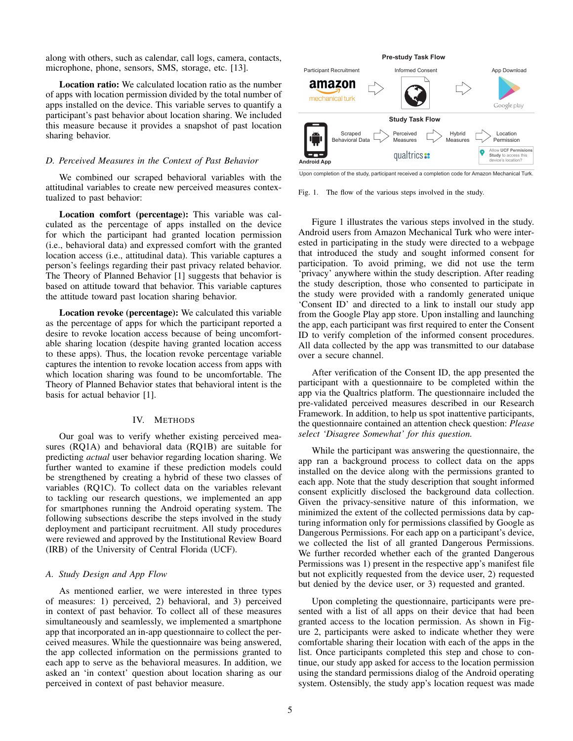along with others, such as calendar, call logs, camera, contacts, microphone, phone, sensors, SMS, storage, etc. [13].

**Location ratio:** We calculated location ratio as the number of apps with location permission divided by the total number of apps installed on the device. This variable serves to quantify a participant's past behavior about location sharing. We included this measure because it provides a snapshot of past location sharing behavior.

### *D. Perceived Measures in the Context of Past Behavior*

We combined our scraped behavioral variables with the attitudinal variables to create new perceived measures contextualized to past behavior:

**Location comfort (percentage):** This variable was calculated as the percentage of apps installed on the device for which the participant had granted location permission (i.e., behavioral data) and expressed comfort with the granted location access (i.e., attitudinal data). This variable captures a person's feelings regarding their past privacy related behavior. The Theory of Planned Behavior [1] suggests that behavior is based on attitude toward that behavior. This variable captures the attitude toward past location sharing behavior.

**Location revoke (percentage):** We calculated this variable as the percentage of apps for which the participant reported a desire to revoke location access because of being uncomfortable sharing location (despite having granted location access to these apps). Thus, the location revoke percentage variable captures the intention to revoke location access from apps with which location sharing was found to be uncomfortable. The Theory of Planned Behavior states that behavioral intent is the basis for actual behavior [1].

## IV. Methods

Our goal was to verify whether existing perceived measures (RQ1A) and behavioral data (RQ1B) are suitable for predicting *actual* user behavior regarding location sharing. We further wanted to examine if these prediction models could be strengthened by creating a hybrid of these two classes of variables (RQ1C). To collect data on the variables relevant to tackling our research questions, we implemented an app for smartphones running the Android operating system. The following subsections describe the steps involved in the study deployment and participant recruitment. All study procedures were reviewed and approved by the Institutional Review Board (IRB) of the University of Central Florida (UCF).

### *A. Study Design and App Flow*

As mentioned earlier, we were interested in three types of measures: 1) perceived, 2) behavioral, and 3) perceived in context of past behavior. To collect all of these measures simultaneously and seamlessly, we implemented a smartphone app that incorporated an in-app questionnaire to collect the perceived measures. While the questionnaire was being answered, the app collected information on the permissions granted to each app to serve as the behavioral measures. In addition, we asked an 'in context' question about location sharing as our perceived in context of past behavior measure.

Pre-study Task Flow

Participant Recruitment
amazon mechanical turk

Informed Consent

App Download
Google play

Study Task Flow

Android App

Scraped Behavioral Data

Perceived Measures

qualtrics

Hybrid Measures

Location Permission

Allow UCF Permissions Study to access this device's location?

Upon completion of the study, participant received a completion code for Amazon Mechanical Turk.

Fig. 1. The flow of the various steps involved in the study.

Figure 1 illustrates the various steps involved in the study. Android users from Amazon Mechanical Turk who were interested in participating in the study were directed to a webpage that introduced the study and sought informed consent for participation. To avoid priming, we did not use the term 'privacy' anywhere within the study description. After reading the study description, those who consented to participate in the study were provided with a randomly generated unique 'Consent ID' and directed to a link to install our study app from the Google Play app store. Upon installing and launching the app, each participant was first required to enter the Consent ID to verify completion of the informed consent procedures. All data collected by the app was transmitted to our database over a secure channel.

After verification of the Consent ID, the app presented the participant with a questionnaire to be completed within the app via the Qualtrics platform. The questionnaire included the pre-validated perceived measures described in our Research Framework. In addition, to help us spot inattentive participants, the questionnaire contained an attention check question: *Please select 'Disagree Somewhat' for this question.*

While the participant was answering the questionnaire, the app ran a background process to collect data on the apps installed on the device along with the permissions granted to each app. Note that the study description that sought informed consent explicitly disclosed the background data collection. Given the privacy-sensitive nature of this information, we minimized the extent of the collected permissions data by capturing information only for permissions classified by Google as Dangerous Permissions. For each app on a participant's device, we collected the list of all granted Dangerous Permissions. We further recorded whether each of the granted Dangerous Permissions was 1) present in the respective app's manifest file but not explicitly requested from the device user, 2) requested but denied by the device user, or 3) requested and granted.

Upon completing the questionnaire, participants were presented with a list of all apps on their device that had been granted access to the location permission. As shown in Figure 2, participants were asked to indicate whether they were comfortable sharing their location with each of the apps in the list. Once participants completed this step and chose to continue, our study app asked for access to the location permission using the standard permissions dialog of the Android operating system. Ostensibly, the study app's location request was made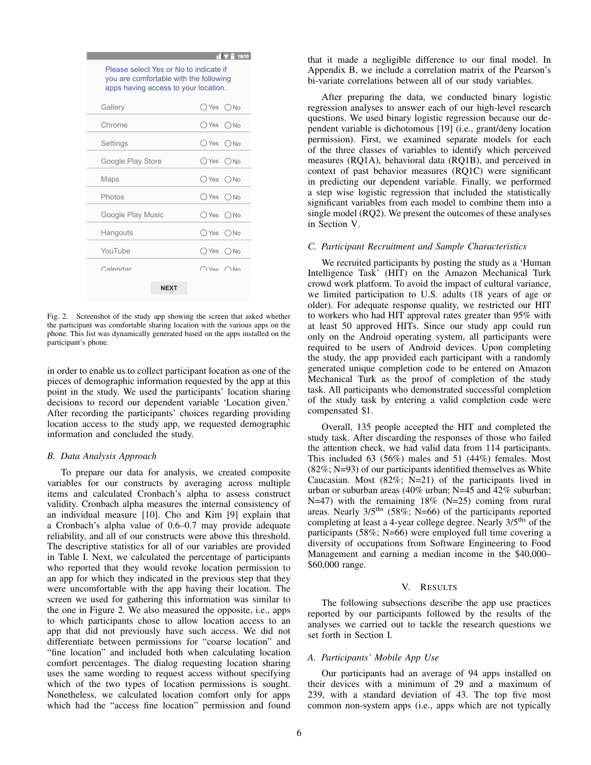Please select Yes or No to indicate if you are comfortable with the following apps having access to your location.

Gallery ◯ Yes ◯ No
Chrome ◯ Yes ◯ No
Settings ◯ Yes ◯ No
Google Play Store ◯ Yes ◯ No
Maps ◯ Yes ◯ No
Photos ◯ Yes ◯ No
Google Play Music ◯ Yes ◯ No
Hangouts ◯ Yes ◯ No
YouTube ◯ Yes ◯ No
Calendar ◯ Yes ◯ No

NEXT

Fig. 2. Screenshot of the study app showing the screen that asked whether the participant was comfortable sharing location with the various apps on the phone. This list was dynamically generated based on the apps installed on the participant's phone.

in order to enable us to collect participant location as one of the pieces of demographic information requested by the app at this point in the study. We used the participants' location sharing decisions to record our dependent variable 'Location given.' After recording the participants' choices regarding providing location access to the study app, we requested demographic information and concluded the study.

### B. Data Analysis Approach

To prepare our data for analysis, we created composite variables for our constructs by averaging across multiple items and calculated Cronbach's alpha to assess construct validity. Cronbach alpha measures the internal consistency of an individual measure [10]. Cho and Kim [9] explain that a Cronbach's alpha value of 0.6–0.7 may provide adequate reliability, and all of our constructs were above this threshold. The descriptive statistics for all of our variables are provided in Table I. Next, we calculated the percentage of participants who reported that they would revoke location permission to an app for which they indicated in the previous step that they were uncomfortable with the app having their location. The screen we used for gathering this information was similar to the one in Figure 2. We also measured the opposite, i.e., apps to which participants chose to allow location access to an app that did not previously have such access. We did not differentiate between permissions for "coarse location" and "fine location" and included both when calculating location comfort percentages. The dialog requesting location sharing uses the same wording to request access without specifying which of the two types of location permissions is sought. Nonetheless, we calculated location comfort only for apps which had the "access fine location" permission and found that it made a negligible difference to our final model. In Appendix B, we include a correlation matrix of the Pearson's bi-variate correlations between all of our study variables.

After preparing the data, we conducted binary logistic regression analyses to answer each of our high-level research questions. We used binary logistic regression because our dependent variable is dichotomous [19] (i.e., grant/deny location permission). First, we examined separate models for each of the three classes of variables to identify which perceived measures (RQ1A), behavioral data (RQ1B), and perceived in context of past behavior measures (RQ1C) were significant in predicting our dependent variable. Finally, we performed a step wise logistic regression that included the statistically significant variables from each model to combine them into a single model (RQ2). We present the outcomes of these analyses in Section V.

### C. Participant Recruitment and Sample Characteristics

We recruited participants by posting the study as a 'Human Intelligence Task' (HIT) on the Amazon Mechanical Turk crowd work platform. To avoid the impact of cultural variance, we limited participation to U.S. adults (18 years of age or older). For adequate response quality, we restricted our HIT to workers who had HIT approval rates greater than 95% with at least 50 approved HITs. Since our study app could run only on the Android operating system, all participants were required to be users of Android devices. Upon completing the study, the app provided each participant with a randomly generated unique completion code to be entered on Amazon Mechanical Turk as the proof of completion of the study task. All participants who demonstrated successful completion of the study task by entering a valid completion code were compensated $1.

Overall, 135 people accepted the HIT and completed the study task. After discarding the responses of those who failed the attention check, we had valid data from 114 participants. This included 63 (56%) males and 51 (44%) females. Most (82%; N=93) of our participants identified themselves as White Caucasian. Most (82%; N=21) of the participants lived in urban or suburban areas (40% urban; N=45 and 42% suburban; N=47) with the remaining 18% (N=25) coming from rural areas. Nearly 3/5ths (58%; N=66) of the participants reported completing at least a 4-year college degree. Nearly 3/5ths of the participants (58%; N=66) were employed full time covering a diversity of occupations from Software Engineering to Food Management and earning a median income in the $40,000–$60,000 range.

## V. Results

The following subsections describe the app use practices reported by our participants followed by the results of the analyses we carried out to tackle the research questions we set forth in Section I.

### A. Participants' Mobile App Use

Our participants had an average of 94 apps installed on their devices with a minimum of 29 and a maximum of 239, with a standard deviation of 43. The top five most common non-system apps (i.e., apps which are not typically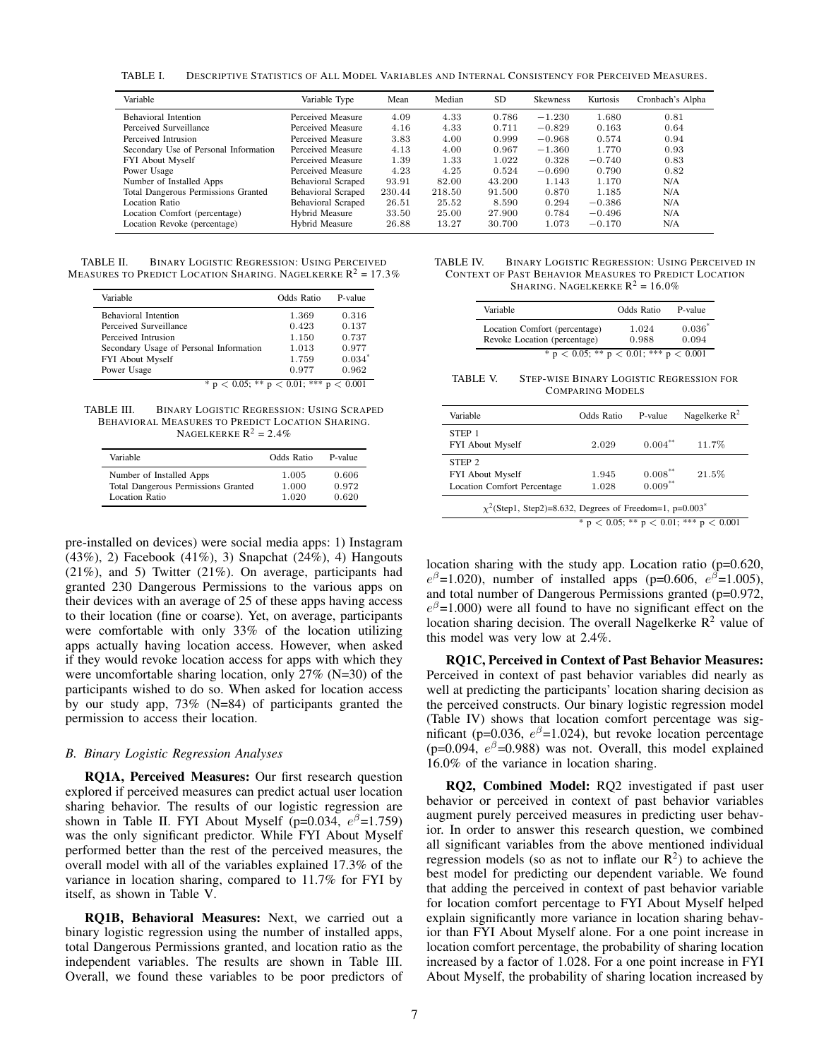TABLE I. DESCRIPTIVE STATISTICS OF ALL MODEL VARIABLES AND INTERNAL CONSISTENCY FOR PERCEIVED MEASURES.

| Variable | Variable Type | Mean | Median | SD | Skewness | Kurtosis | Cronbach's Alpha |
|---|---|---|---|---|---|---|---|
| Behavioral Intention | Perceived Measure | 4.09 | 4.33 | 0.786 | −1.230 | 1.680 | 0.81 |
| Perceived Surveillance | Perceived Measure | 4.16 | 4.33 | 0.711 | −0.829 | 0.163 | 0.64 |
| Perceived Intrusion | Perceived Measure | 3.83 | 4.00 | 0.999 | −0.968 | 0.574 | 0.94 |
| Secondary Use of Personal Information | Perceived Measure | 4.13 | 4.00 | 0.967 | −1.360 | 1.770 | 0.93 |
| FYI About Myself | Perceived Measure | 1.39 | 1.33 | 1.022 | 0.328 | −0.740 | 0.83 |
| Power Usage | Perceived Measure | 4.23 | 4.25 | 0.524 | −0.690 | 0.790 | 0.82 |
| Number of Installed Apps | Behavioral Scraped | 93.91 | 82.00 | 43.200 | 1.143 | 1.170 | N/A |
| Total Dangerous Permissions Granted | Behavioral Scraped | 230.44 | 218.50 | 91.500 | 0.870 | 1.185 | N/A |
| Location Ratio | Behavioral Scraped | 26.51 | 25.52 | 8.590 | 0.294 | −0.386 | N/A |
| Location Comfort (percentage) | Hybrid Measure | 33.50 | 25.00 | 27.900 | 0.784 | −0.496 | N/A |
| Location Revoke (percentage) | Hybrid Measure | 26.88 | 13.27 | 30.700 | 1.073 | −0.170 | N/A |

TABLE II. BINARY LOGISTIC REGRESSION: USING PERCEIVED MEASURES TO PREDICT LOCATION SHARING. NAGELKERKE $R^2$ = 17.3%

| Variable | Odds Ratio | P-value |
|---|---|---|
| Behavioral Intention | 1.369 | 0.316 |
| Perceived Surveillance | 0.423 | 0.137 |
| Perceived Intrusion | 1.150 | 0.737 |
| Secondary Usage of Personal Information | 1.013 | 0.977 |
| FYI About Myself | 1.759 | 0.034* |
| Power Usage | 0.977 | 0.962 |

* $p < 0.05$; ** $p < 0.01$; *** $p < 0.001$

TABLE III. BINARY LOGISTIC REGRESSION: USING SCRAPED BEHAVIORAL MEASURES TO PREDICT LOCATION SHARING. NAGELKERKE $R^2$ = 2.4%

| Variable | Odds Ratio | P-value |
|---|---|---|
| Number of Installed Apps | 1.005 | 0.606 |
| Total Dangerous Permissions Granted | 1.000 | 0.972 |
| Location Ratio | 1.020 | 0.620 |

pre-installed on devices) were social media apps: 1) Instagram (43%), 2) Facebook (41%), 3) Snapchat (24%), 4) Hangouts (21%), and 5) Twitter (21%). On average, participants had granted 230 Dangerous Permissions to the various apps on their devices with an average of 25 of these apps having access to their location (fine or coarse). Yet, on average, participants were comfortable with only 33% of the location utilizing apps actually having location access. However, when asked if they would revoke location access for apps with which they were uncomfortable sharing location, only 27% (N=30) of the participants wished to do so. When asked for location access by our study app, 73% (N=84) of participants granted the permission to access their location.

### *B. Binary Logistic Regression Analyses*

**RQ1A, Perceived Measures:** Our first research question explored if perceived measures can predict actual user location sharing behavior. The results of our logistic regression are shown in Table II. FYI About Myself (p=0.034, $e^{\beta}$=1.759) was the only significant predictor. While FYI About Myself performed better than the rest of the perceived measures, the overall model with all of the variables explained 17.3% of the variance in location sharing, compared to 11.7% for FYI by itself, as shown in Table V.

**RQ1B, Behavioral Measures:** Next, we carried out a binary logistic regression using the number of installed apps, total Dangerous Permissions granted, and location ratio as the independent variables. The results are shown in Table III. Overall, we found these variables to be poor predictors of location sharing with the study app. Location ratio (p=0.620, $e^{\beta}$=1.020), number of installed apps (p=0.606, $e^{\beta}$=1.005), and total number of Dangerous Permissions granted (p=0.972, $e^{\beta}$=1.000) were all found to have no significant effect on the location sharing decision. The overall Nagelkerke $R^2$ value of this model was very low at 2.4%.

TABLE IV. BINARY LOGISTIC REGRESSION: USING PERCEIVED IN CONTEXT OF PAST BEHAVIOR MEASURES TO PREDICT LOCATION SHARING. NAGELKERKE $R^2$ = 16.0%

| Variable | Odds Ratio | P-value |
|---|---|---|
| Location Comfort (percentage) | 1.024 | 0.036* |
| Revoke Location (percentage) | 0.988 | 0.094 |

* $p < 0.05$; ** $p < 0.01$; *** $p < 0.001$

TABLE V. STEP-WISE BINARY LOGISTIC REGRESSION FOR COMPARING MODELS

| Variable | Odds Ratio | P-value | Nagelkerke $R^2$ |
|---|---|---|---|
| STEP 1 | | | |
| FYI About Myself | 2.029 | 0.004** | 11.7% |
| STEP 2 | | | |
| FYI About Myself | 1.945 | 0.008** | 21.5% |
| Location Comfort Percentage | 1.028 | 0.009** | |

$\chi^2$(Step1, Step2)=8.632, Degrees of Freedom=1, p=0.003*

* $p < 0.05$; ** $p < 0.01$; *** $p < 0.001$

**RQ1C, Perceived in Context of Past Behavior Measures:** Perceived in context of past behavior variables did nearly as well at predicting the participants' location sharing decision as the perceived constructs. Our binary logistic regression model (Table IV) shows that location comfort percentage was significant (p=0.036, $e^{\beta}$=1.024), but revoke location percentage (p=0.094, $e^{\beta}$=0.988) was not. Overall, this model explained 16.0% of the variance in location sharing.

**RQ2, Combined Model:** RQ2 investigated if past user behavior or perceived in context of past behavior variables augment purely perceived measures in predicting user behavior. In order to answer this research question, we combined all significant variables from the above mentioned individual regression models (so as not to inflate our $R^2$) to achieve the best model for predicting our dependent variable. We found that adding the perceived in context of past behavior variable for location comfort percentage to FYI About Myself helped explain significantly more variance in location sharing behavior than FYI About Myself alone. For a one point increase in location comfort percentage, the probability of sharing location increased by a factor of 1.028. For a one point increase in FYI About Myself, the probability of sharing location increased by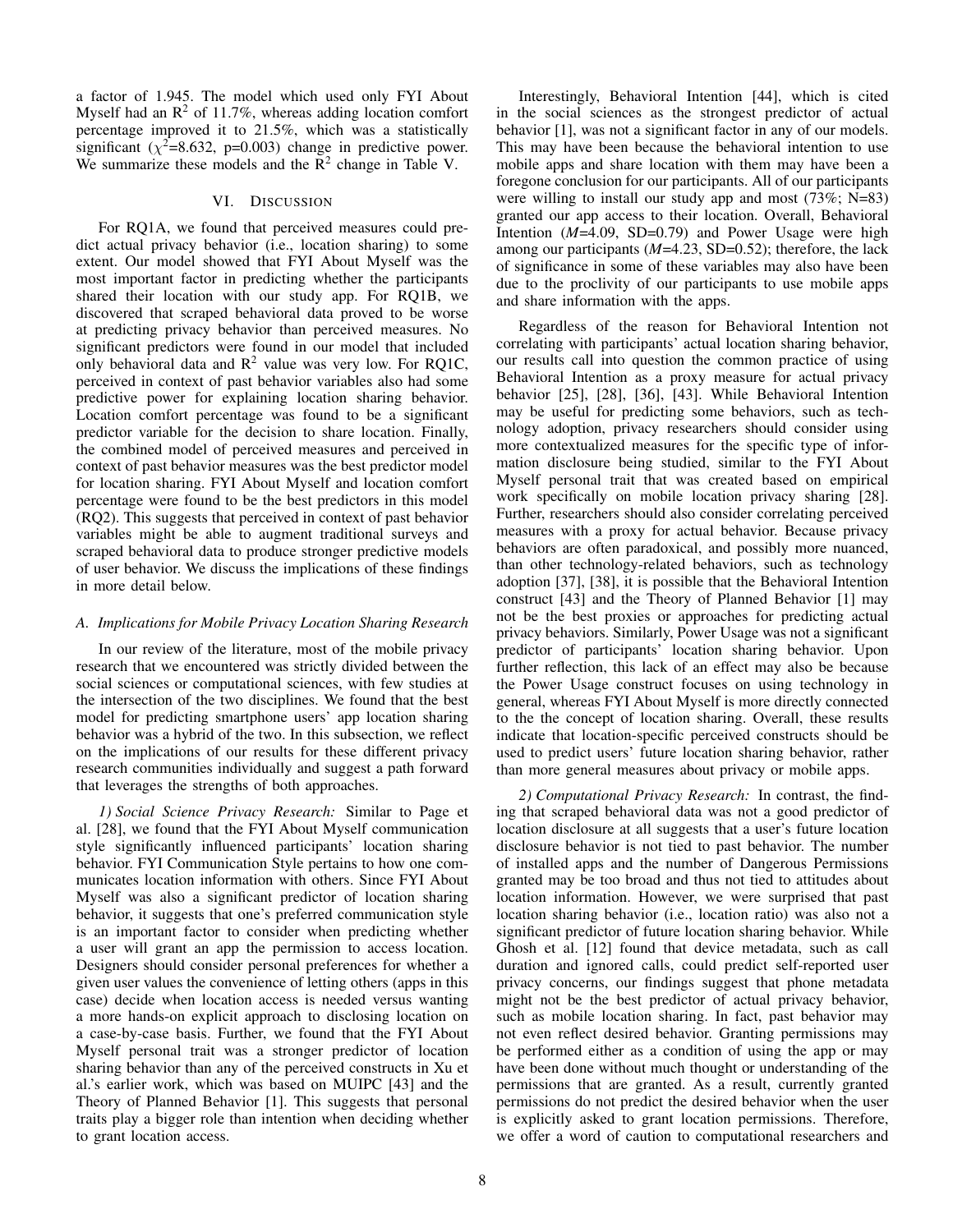a factor of 1.945. The model which used only FYI About Myself had an $R^2$ of 11.7%, whereas adding location comfort percentage improved it to 21.5%, which was a statistically significant ($\chi^2$=8.632, p=0.003) change in predictive power. We summarize these models and the $R^2$ change in Table V.

## VI. Discussion

For RQ1A, we found that perceived measures could predict actual privacy behavior (i.e., location sharing) to some extent. Our model showed that FYI About Myself was the most important factor in predicting whether the participants shared their location with our study app. For RQ1B, we discovered that scraped behavioral data proved to be worse at predicting privacy behavior than perceived measures. No significant predictors were found in our model that included only behavioral data and $R^2$ value was very low. For RQ1C, perceived in context of past behavior variables also had some predictive power for explaining location sharing behavior. Location comfort percentage was found to be a significant predictor variable for the decision to share location. Finally, the combined model of perceived measures and perceived in context of past behavior measures was the best predictor model for location sharing. FYI About Myself and location comfort percentage were found to be the best predictors in this model (RQ2). This suggests that perceived in context of past behavior variables might be able to augment traditional surveys and scraped behavioral data to produce stronger predictive models of user behavior. We discuss the implications of these findings in more detail below.

### A. Implications for Mobile Privacy Location Sharing Research

In our review of the literature, most of the mobile privacy research that we encountered was strictly divided between the social sciences or computational sciences, with few studies at the intersection of the two disciplines. We found that the best model for predicting smartphone users' app location sharing behavior was a hybrid of the two. In this subsection, we reflect on the implications of our results for these different privacy research communities individually and suggest a path forward that leverages the strengths of both approaches.

*1) Social Science Privacy Research:* Similar to Page et al. [28], we found that the FYI About Myself communication style significantly influenced participants' location sharing behavior. FYI Communication Style pertains to how one communicates location information with others. Since FYI About Myself was also a significant predictor of location sharing behavior, it suggests that one's preferred communication style is an important factor to consider when predicting whether a user will grant an app the permission to access location. Designers should consider personal preferences for whether a given user values the convenience of letting others (apps in this case) decide when location access is needed versus wanting a more hands-on explicit approach to disclosing location on a case-by-case basis. Further, we found that the FYI About Myself personal trait was a stronger predictor of location sharing behavior than any of the perceived constructs in Xu et al.'s earlier work, which was based on MUIPC [43] and the Theory of Planned Behavior [1]. This suggests that personal traits play a bigger role than intention when deciding whether to grant location access.

Interestingly, Behavioral Intention [44], which is cited in the social sciences as the strongest predictor of actual behavior [1], was not a significant factor in any of our models. This may have been because the behavioral intention to use mobile apps and share location with them may have been a foregone conclusion for our participants. All of our participants were willing to install our study app and most (73%; N=83) granted our app access to their location. Overall, Behavioral Intention (*M*=4.09, SD=0.79) and Power Usage were high among our participants (*M*=4.23, SD=0.52); therefore, the lack of significance in some of these variables may also have been due to the proclivity of our participants to use mobile apps and share information with the apps.

Regardless of the reason for Behavioral Intention not correlating with participants' actual location sharing behavior, our results call into question the common practice of using Behavioral Intention as a proxy measure for actual privacy behavior [25], [28], [36], [43]. While Behavioral Intention may be useful for predicting some behaviors, such as technology adoption, privacy researchers should consider using more contextualized measures for the specific type of information disclosure being studied, similar to the FYI About Myself personal trait that was created based on empirical work specifically on mobile location privacy sharing [28]. Further, researchers should also consider correlating perceived measures with a proxy for actual behavior. Because privacy behaviors are often paradoxical, and possibly more nuanced, than other technology-related behaviors, such as technology adoption [37], [38], it is possible that the Behavioral Intention construct [43] and the Theory of Planned Behavior [1] may not be the best proxies or approaches for predicting actual privacy behaviors. Similarly, Power Usage was not a significant predictor of participants' location sharing behavior. Upon further reflection, this lack of an effect may also be because the Power Usage construct focuses on using technology in general, whereas FYI About Myself is more directly connected to the the concept of location sharing. Overall, these results indicate that location-specific perceived constructs should be used to predict users' future location sharing behavior, rather than more general measures about privacy or mobile apps.

*2) Computational Privacy Research:* In contrast, the finding that scraped behavioral data was not a good predictor of location disclosure at all suggests that a user's future location disclosure behavior is not tied to past behavior. The number of installed apps and the number of Dangerous Permissions granted may be too broad and thus not tied to attitudes about location information. However, we were surprised that past location sharing behavior (i.e., location ratio) was also not a significant predictor of future location sharing behavior. While Ghosh et al. [12] found that device metadata, such as call duration and ignored calls, could predict self-reported user privacy concerns, our findings suggest that phone metadata might not be the best predictor of actual privacy behavior, such as mobile location sharing. In fact, past behavior may not even reflect desired behavior. Granting permissions may be performed either as a condition of using the app or may have been done without much thought or understanding of the permissions that are granted. As a result, currently granted permissions do not predict the desired behavior when the user is explicitly asked to grant location permissions. Therefore, we offer a word of caution to computational researchers and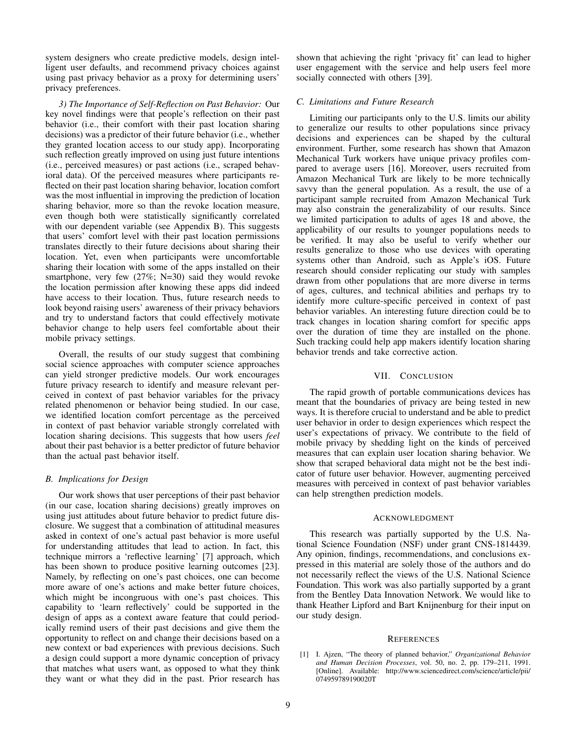system designers who create predictive models, design intelligent user defaults, and recommend privacy choices against using past privacy behavior as a proxy for determining users' privacy preferences.

*3) The Importance of Self-Reflection on Past Behavior:* Our key novel findings were that people's reflection on their past behavior (i.e., their comfort with their past location sharing decisions) was a predictor of their future behavior (i.e., whether they granted location access to our study app). Incorporating such reflection greatly improved on using just future intentions (i.e., perceived measures) or past actions (i.e., scraped behavioral data). Of the perceived measures where participants reflected on their past location sharing behavior, location comfort was the most influential in improving the prediction of location sharing behavior, more so than the revoke location measure, even though both were statistically significantly correlated with our dependent variable (see Appendix B). This suggests that users' comfort level with their past location permissions translates directly to their future decisions about sharing their location. Yet, even when participants were uncomfortable sharing their location with some of the apps installed on their smartphone, very few (27%; N=30) said they would revoke the location permission after knowing these apps did indeed have access to their location. Thus, future research needs to look beyond raising users' awareness of their privacy behaviors and try to understand factors that could effectively motivate behavior change to help users feel comfortable about their mobile privacy settings.

Overall, the results of our study suggest that combining social science approaches with computer science approaches can yield stronger predictive models. Our work encourages future privacy research to identify and measure relevant perceived in context of past behavior variables for the privacy related phenomenon or behavior being studied. In our case, we identified location comfort percentage as the perceived in context of past behavior variable strongly correlated with location sharing decisions. This suggests that how users *feel* about their past behavior is a better predictor of future behavior than the actual past behavior itself.

### B. Implications for Design

Our work shows that user perceptions of their past behavior (in our case, location sharing decisions) greatly improves on using just attitudes about future behavior to predict future disclosure. We suggest that a combination of attitudinal measures asked in context of one's actual past behavior is more useful for understanding attitudes that lead to action. In fact, this technique mirrors a 'reflective learning' [7] approach, which has been shown to produce positive learning outcomes [23]. Namely, by reflecting on one's past choices, one can become more aware of one's actions and make better future choices, which might be incongruous with one's past choices. This capability to 'learn reflectively' could be supported in the design of apps as a context aware feature that could periodically remind users of their past decisions and give them the opportunity to reflect on and change their decisions based on a new context or bad experiences with previous decisions. Such a design could support a more dynamic conception of privacy that matches what users want, as opposed to what they think they want or what they did in the past. Prior research has shown that achieving the right 'privacy fit' can lead to higher user engagement with the service and help users feel more socially connected with others [39].

### C. Limitations and Future Research

Limiting our participants only to the U.S. limits our ability to generalize our results to other populations since privacy decisions and experiences can be shaped by the cultural environment. Further, some research has shown that Amazon Mechanical Turk workers have unique privacy profiles compared to average users [16]. Moreover, users recruited from Amazon Mechanical Turk are likely to be more technically savvy than the general population. As a result, the use of a participant sample recruited from Amazon Mechanical Turk may also constrain the generalizability of our results. Since we limited participation to adults of ages 18 and above, the applicability of our results to younger populations needs to be verified. It may also be useful to verify whether our results generalize to those who use devices with operating systems other than Android, such as Apple's iOS. Future research should consider replicating our study with samples drawn from other populations that are more diverse in terms of ages, cultures, and technical abilities and perhaps try to identify more culture-specific perceived in context of past behavior variables. An interesting future direction could be to track changes in location sharing comfort for specific apps over the duration of time they are installed on the phone. Such tracking could help app makers identify location sharing behavior trends and take corrective action.

## VII. Conclusion

The rapid growth of portable communications devices has meant that the boundaries of privacy are being tested in new ways. It is therefore crucial to understand and be able to predict user behavior in order to design experiences which respect the user's expectations of privacy. We contribute to the field of mobile privacy by shedding light on the kinds of perceived measures that can explain user location sharing behavior. We show that scraped behavioral data might not be the best indicator of future user behavior. However, augmenting perceived measures with perceived in context of past behavior variables can help strengthen prediction models.

## Acknowledgment

This research was partially supported by the U.S. National Science Foundation (NSF) under grant CNS-1814439. Any opinion, findings, recommendations, and conclusions expressed in this material are solely those of the authors and do not necessarily reflect the views of the U.S. National Science Foundation. This work was also partially supported by a grant from the Bentley Data Innovation Network. We would like to thank Heather Lipford and Bart Knijnenburg for their input on our study design.

## References

[1] I. Ajzen, "The theory of planned behavior," *Organizational Behavior and Human Decision Processes*, vol. 50, no. 2, pp. 179–211, 1991. [Online]. Available: http://www.sciencedirect.com/science/article/pii/074959789190020T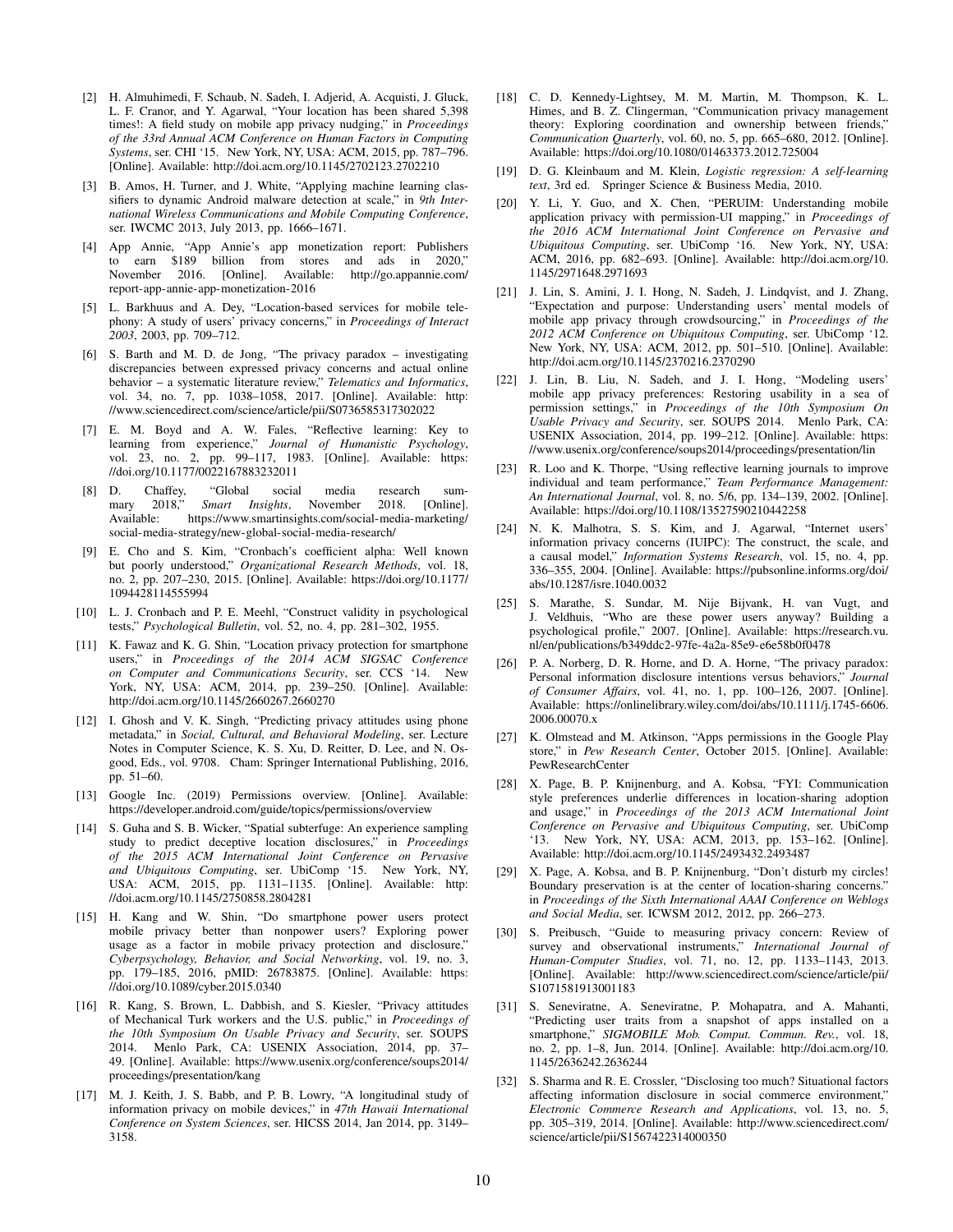[2] H. Almuhimedi, F. Schaub, N. Sadeh, I. Adjerid, A. Acquisti, J. Gluck, L. F. Cranor, and Y. Agarwal, "Your location has been shared 5,398 times!: A field study on mobile app privacy nudging," in *Proceedings of the 33rd Annual ACM Conference on Human Factors in Computing Systems*, ser. CHI '15. New York, NY, USA: ACM, 2015, pp. 787–796. [Online]. Available: http://doi.acm.org/10.1145/2702123.2702210

[3] B. Amos, H. Turner, and J. White, "Applying machine learning classifiers to dynamic Android malware detection at scale," in *9th International Wireless Communications and Mobile Computing Conference*, ser. IWCMC 2013, July 2013, pp. 1666–1671.

[4] App Annie, "App Annie's app monetization report: Publishers to earn $189 billion from stores and ads in 2020," November 2016. [Online]. Available: http://go.appannie.com/report-app-annie-app-monetization-2016

[5] L. Barkhuus and A. Dey, "Location-based services for mobile telephony: A study of users' privacy concerns," in *Proceedings of Interact 2003*, 2003, pp. 709–712.

[6] S. Barth and M. D. de Jong, "The privacy paradox – investigating discrepancies between expressed privacy concerns and actual online behavior – a systematic literature review," *Telematics and Informatics*, vol. 34, no. 7, pp. 1038–1058, 2017. [Online]. Available: http://www.sciencedirect.com/science/article/pii/S0736585317302022

[7] E. M. Boyd and A. W. Fales, "Reflective learning: Key to learning from experience," *Journal of Humanistic Psychology*, vol. 23, no. 2, pp. 99–117, 1983. [Online]. Available: https://doi.org/10.1177/0022167883232011

[8] D. Chaffey, "Global social media research summary 2018," *Smart Insights*, November 2018. [Online]. Available: https://www.smartinsights.com/social-media-marketing/social-media-strategy/new-global-social-media-research/

[9] E. Cho and S. Kim, "Cronbach's coefficient alpha: Well known but poorly understood," *Organizational Research Methods*, vol. 18, no. 2, pp. 207–230, 2015. [Online]. Available: https://doi.org/10.1177/1094428114555994

[10] L. J. Cronbach and P. E. Meehl, "Construct validity in psychological tests," *Psychological Bulletin*, vol. 52, no. 4, pp. 281–302, 1955.

[11] K. Fawaz and K. G. Shin, "Location privacy protection for smartphone users," in *Proceedings of the 2014 ACM SIGSAC Conference on Computer and Communications Security*, ser. CCS '14. New York, NY, USA: ACM, 2014, pp. 239–250. [Online]. Available: http://doi.acm.org/10.1145/2660267.2660270

[12] I. Ghosh and V. K. Singh, "Predicting privacy attitudes using phone metadata," in *Social, Cultural, and Behavioral Modeling*, ser. Lecture Notes in Computer Science, K. S. Xu, D. Reitter, D. Lee, and N. Osgood, Eds., vol. 9708. Cham: Springer International Publishing, 2016, pp. 51–60.

[13] Google Inc. (2019) Permissions overview. [Online]. Available: https://developer.android.com/guide/topics/permissions/overview

[14] S. Guha and S. B. Wicker, "Spatial subterfuge: An experience sampling study to predict deceptive location disclosures," in *Proceedings of the 2015 ACM International Joint Conference on Pervasive and Ubiquitous Computing*, ser. UbiComp '15. New York, NY, USA: ACM, 2015, pp. 1131–1135. [Online]. Available: http://doi.acm.org/10.1145/2750858.2804281

[15] H. Kang and W. Shin, "Do smartphone power users protect mobile privacy better than nonpower users? Exploring power usage as a factor in mobile privacy protection and disclosure," *Cyberpsychology, Behavior, and Social Networking*, vol. 19, no. 3, pp. 179–185, 2016, pMID: 26783875. [Online]. Available: https://doi.org/10.1089/cyber.2015.0340

[16] R. Kang, S. Brown, L. Dabbish, and S. Kiesler, "Privacy attitudes of Mechanical Turk workers and the U.S. public," in *Proceedings of the 10th Symposium On Usable Privacy and Security*, ser. SOUPS 2014. Menlo Park, CA: USENIX Association, 2014, pp. 37–49. [Online]. Available: https://www.usenix.org/conference/soups2014/proceedings/presentation/kang

[17] M. J. Keith, J. S. Babb, and P. B. Lowry, "A longitudinal study of information privacy on mobile devices," in *47th Hawaii International Conference on System Sciences*, ser. HICSS 2014, Jan 2014, pp. 3149–3158.

[18] C. D. Kennedy-Lightsey, M. M. Martin, M. Thompson, K. L. Himes, and B. Z. Clingerman, "Communication privacy management theory: Exploring coordination and ownership between friends," *Communication Quarterly*, vol. 60, no. 5, pp. 665–680, 2012. [Online]. Available: https://doi.org/10.1080/01463373.2012.725004

[19] D. G. Kleinbaum and M. Klein, *Logistic regression: A self-learning text*, 3rd ed. Springer Science & Business Media, 2010.

[20] Y. Li, Y. Guo, and X. Chen, "PERUIM: Understanding mobile application privacy with permission-UI mapping," in *Proceedings of the 2016 ACM International Joint Conference on Pervasive and Ubiquitous Computing*, ser. UbiComp '16. New York, NY, USA: ACM, 2016, pp. 682–693. [Online]. Available: http://doi.acm.org/10.1145/2971648.2971693

[21] J. Lin, S. Amini, J. I. Hong, N. Sadeh, J. Lindqvist, and J. Zhang, "Expectation and purpose: Understanding users' mental models of mobile app privacy through crowdsourcing," in *Proceedings of the 2012 ACM Conference on Ubiquitous Computing*, ser. UbiComp '12. New York, NY, USA: ACM, 2012, pp. 501–510. [Online]. Available: http://doi.acm.org/10.1145/2370216.2370290

[22] J. Lin, B. Liu, N. Sadeh, and J. I. Hong, "Modeling users' mobile app privacy preferences: Restoring usability in a sea of permission settings," in *Proceedings of the 10th Symposium On Usable Privacy and Security*, ser. SOUPS 2014. Menlo Park, CA: USENIX Association, 2014, pp. 199–212. [Online]. Available: https://www.usenix.org/conference/soups2014/proceedings/presentation/lin

[23] R. Loo and K. Thorpe, "Using reflective learning journals to improve individual and team performance," *Team Performance Management: An International Journal*, vol. 8, no. 5/6, pp. 134–139, 2002. [Online]. Available: https://doi.org/10.1108/13527590210442258

[24] N. K. Malhotra, S. S. Kim, and J. Agarwal, "Internet users' information privacy concerns (IUIPC): The construct, the scale, and a causal model," *Information Systems Research*, vol. 15, no. 4, pp. 336–355, 2004. [Online]. Available: https://pubsonline.informs.org/doi/abs/10.1287/isre.1040.0032

[25] S. Marathe, S. Sundar, M. Nije Bijvank, H. van Vugt, and J. Veldhuis, "Who are these power users anyway? Building a psychological profile," 2007. [Online]. Available: https://research.vu.nl/en/publications/b349ddc2-97fe-4a2a-85e9-e6e58b0f0478

[26] P. A. Norberg, D. R. Horne, and D. A. Horne, "The privacy paradox: Personal information disclosure intentions versus behaviors," *Journal of Consumer Affairs*, vol. 41, no. 1, pp. 100–126, 2007. [Online]. Available: https://onlinelibrary.wiley.com/doi/abs/10.1111/j.1745-6606.2006.00070.x

[27] K. Olmstead and M. Atkinson, "Apps permissions in the Google Play store," in *Pew Research Center*, October 2015. [Online]. Available: PewResearchCenter

[28] X. Page, B. P. Knijnenburg, and A. Kobsa, "FYI: Communication style preferences underlie differences in location-sharing adoption and usage," in *Proceedings of the 2013 ACM International Joint Conference on Pervasive and Ubiquitous Computing*, ser. UbiComp '13. New York, NY, USA: ACM, 2013, pp. 153–162. [Online]. Available: http://doi.acm.org/10.1145/2493432.2493487

[29] X. Page, A. Kobsa, and B. P. Knijnenburg, "Don't disturb my circles! Boundary preservation is at the center of location-sharing concerns." in *Proceedings of the Sixth International AAAI Conference on Weblogs and Social Media*, ser. ICWSM 2012, 2012, pp. 266–273.

[30] S. Preibusch, "Guide to measuring privacy concern: Review of survey and observational instruments," *International Journal of Human-Computer Studies*, vol. 71, no. 12, pp. 1133–1143, 2013. [Online]. Available: http://www.sciencedirect.com/science/article/pii/S1071581913001183

[31] S. Seneviratne, A. Seneviratne, P. Mohapatra, and A. Mahanti, "Predicting user traits from a snapshot of apps installed on a smartphone," *SIGMOBILE Mob. Comput. Commun. Rev.*, vol. 18, no. 2, pp. 1–8, Jun. 2014. [Online]. Available: http://doi.acm.org/10.1145/2636242.2636244

[32] S. Sharma and R. E. Crossler, "Disclosing too much? Situational factors affecting information disclosure in social commerce environment," *Electronic Commerce Research and Applications*, vol. 13, no. 5, pp. 305–319, 2014. [Online]. Available: http://www.sciencedirect.com/science/article/pii/S1567422314000350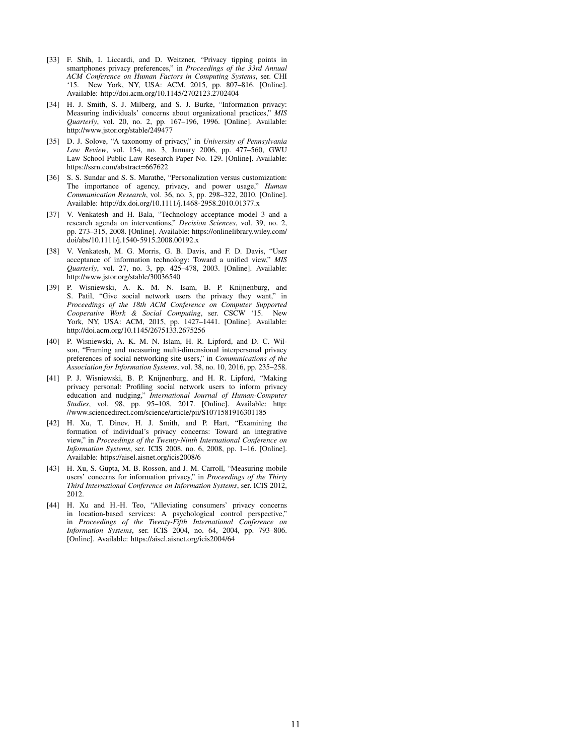[33] F. Shih, I. Liccardi, and D. Weitzner, "Privacy tipping points in smartphones privacy preferences," in *Proceedings of the 33rd Annual ACM Conference on Human Factors in Computing Systems*, ser. CHI '15. New York, NY, USA: ACM, 2015, pp. 807–816. [Online]. Available: http://doi.acm.org/10.1145/2702123.2702404

[34] H. J. Smith, S. J. Milberg, and S. J. Burke, "Information privacy: Measuring individuals' concerns about organizational practices," *MIS Quarterly*, vol. 20, no. 2, pp. 167–196, 1996. [Online]. Available: http://www.jstor.org/stable/249477

[35] D. J. Solove, "A taxonomy of privacy," in *University of Pennsylvania Law Review*, vol. 154, no. 3, January 2006, pp. 477–560, GWU Law School Public Law Research Paper No. 129. [Online]. Available: https://ssrn.com/abstract=667622

[36] S. S. Sundar and S. S. Marathe, "Personalization versus customization: The importance of agency, privacy, and power usage," *Human Communication Research*, vol. 36, no. 3, pp. 298–322, 2010. [Online]. Available: http://dx.doi.org/10.1111/j.1468-2958.2010.01377.x

[37] V. Venkatesh and H. Bala, "Technology acceptance model 3 and a research agenda on interventions," *Decision Sciences*, vol. 39, no. 2, pp. 273–315, 2008. [Online]. Available: https://onlinelibrary.wiley.com/doi/abs/10.1111/j.1540-5915.2008.00192.x

[38] V. Venkatesh, M. G. Morris, G. B. Davis, and F. D. Davis, "User acceptance of information technology: Toward a unified view," *MIS Quarterly*, vol. 27, no. 3, pp. 425–478, 2003. [Online]. Available: http://www.jstor.org/stable/30036540

[39] P. Wisniewski, A. K. M. N. Isam, B. P. Knijnenburg, and S. Patil, "Give social network users the privacy they want," in *Proceedings of the 18th ACM Conference on Computer Supported Cooperative Work & Social Computing*, ser. CSCW '15. New York, NY, USA: ACM, 2015, pp. 1427–1441. [Online]. Available: http://doi.acm.org/10.1145/2675133.2675256

[40] P. Wisniewski, A. K. M. N. Islam, H. R. Lipford, and D. C. Wilson, "Framing and measuring multi-dimensional interpersonal privacy preferences of social networking site users," in *Communications of the Association for Information Systems*, vol. 38, no. 10, 2016, pp. 235–258.

[41] P. J. Wisniewski, B. P. Knijnenburg, and H. R. Lipford, "Making privacy personal: Profiling social network users to inform privacy education and nudging," *International Journal of Human-Computer Studies*, vol. 98, pp. 95–108, 2017. [Online]. Available: http://www.sciencedirect.com/science/article/pii/S1071581916301185

[42] H. Xu, T. Dinev, H. J. Smith, and P. Hart, "Examining the formation of individual's privacy concerns: Toward an integrative view," in *Proceedings of the Twenty-Ninth International Conference on Information Systems*, ser. ICIS 2008, no. 6, 2008, pp. 1–16. [Online]. Available: https://aisel.aisnet.org/icis2008/6

[43] H. Xu, S. Gupta, M. B. Rosson, and J. M. Carroll, "Measuring mobile users' concerns for information privacy," in *Proceedings of the Thirty Third International Conference on Information Systems*, ser. ICIS 2012, 2012.

[44] H. Xu and H.-H. Teo, "Alleviating consumers' privacy concerns in location-based services: A psychological control perspective," in *Proceedings of the Twenty-Fifth International Conference on Information Systems*, ser. ICIS 2004, no. 64, 2004, pp. 793–806. [Online]. Available: https://aisel.aisnet.org/icis2004/64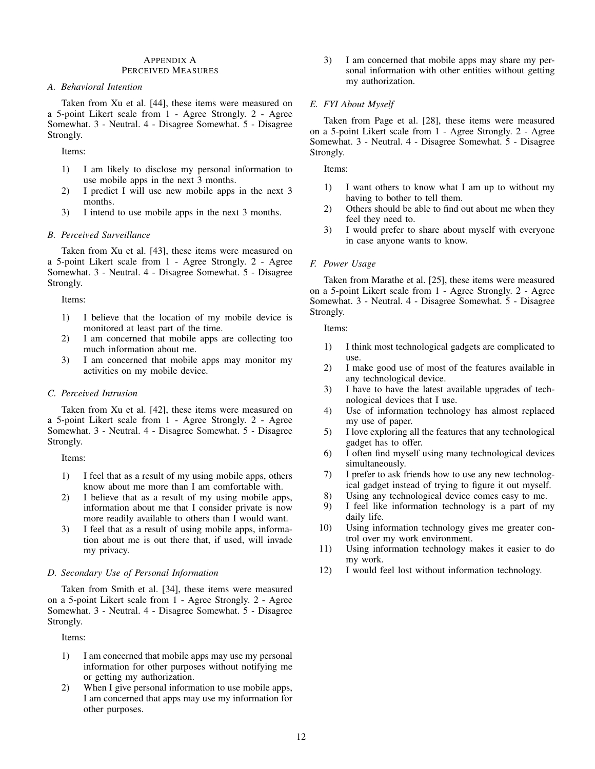# Appendix A
# Perceived Measures

### A. Behavioral Intention

Taken from Xu et al. [44], these items were measured on a 5-point Likert scale from 1 - Agree Strongly. 2 - Agree Somewhat. 3 - Neutral. 4 - Disagree Somewhat. 5 - Disagree Strongly.

Items:

1) I am likely to disclose my personal information to use mobile apps in the next 3 months.
2) I predict I will use new mobile apps in the next 3 months.
3) I intend to use mobile apps in the next 3 months.

### B. Perceived Surveillance

Taken from Xu et al. [43], these items were measured on a 5-point Likert scale from 1 - Agree Strongly. 2 - Agree Somewhat. 3 - Neutral. 4 - Disagree Somewhat. 5 - Disagree Strongly.

Items:

1) I believe that the location of my mobile device is monitored at least part of the time.
2) I am concerned that mobile apps are collecting too much information about me.
3) I am concerned that mobile apps may monitor my activities on my mobile device.

### C. Perceived Intrusion

Taken from Xu et al. [42], these items were measured on a 5-point Likert scale from 1 - Agree Strongly. 2 - Agree Somewhat. 3 - Neutral. 4 - Disagree Somewhat. 5 - Disagree Strongly.

Items:

1) I feel that as a result of my using mobile apps, others know about me more than I am comfortable with.
2) I believe that as a result of my using mobile apps, information about me that I consider private is now more readily available to others than I would want.
3) I feel that as a result of using mobile apps, information about me is out there that, if used, will invade my privacy.

### D. Secondary Use of Personal Information

Taken from Smith et al. [34], these items were measured on a 5-point Likert scale from 1 - Agree Strongly. 2 - Agree Somewhat. 3 - Neutral. 4 - Disagree Somewhat. 5 - Disagree Strongly.

Items:

1) I am concerned that mobile apps may use my personal information for other purposes without notifying me or getting my authorization.
2) When I give personal information to use mobile apps, I am concerned that apps may use my information for other purposes.
3) I am concerned that mobile apps may share my personal information with other entities without getting my authorization.

### E. FYI About Myself

Taken from Page et al. [28], these items were measured on a 5-point Likert scale from 1 - Agree Strongly. 2 - Agree Somewhat. 3 - Neutral. 4 - Disagree Somewhat. 5 - Disagree Strongly.

Items:

1) I want others to know what I am up to without my having to bother to tell them.
2) Others should be able to find out about me when they feel they need to.
3) I would prefer to share about myself with everyone in case anyone wants to know.

### F. Power Usage

Taken from Marathe et al. [25], these items were measured on a 5-point Likert scale from 1 - Agree Strongly. 2 - Agree Somewhat. 3 - Neutral. 4 - Disagree Somewhat. 5 - Disagree Strongly.

Items:

1) I think most technological gadgets are complicated to use.
2) I make good use of most of the features available in any technological device.
3) I have to have the latest available upgrades of technological devices that I use.
4) Use of information technology has almost replaced my use of paper.
5) I love exploring all the features that any technological gadget has to offer.
6) I often find myself using many technological devices simultaneously.
7) I prefer to ask friends how to use any new technological gadget instead of trying to figure it out myself.
8) Using any technological device comes easy to me.
9) I feel like information technology is a part of my daily life.
10) Using information technology gives me greater control over my work environment.
11) Using information technology makes it easier to do my work.
12) I would feel lost without information technology.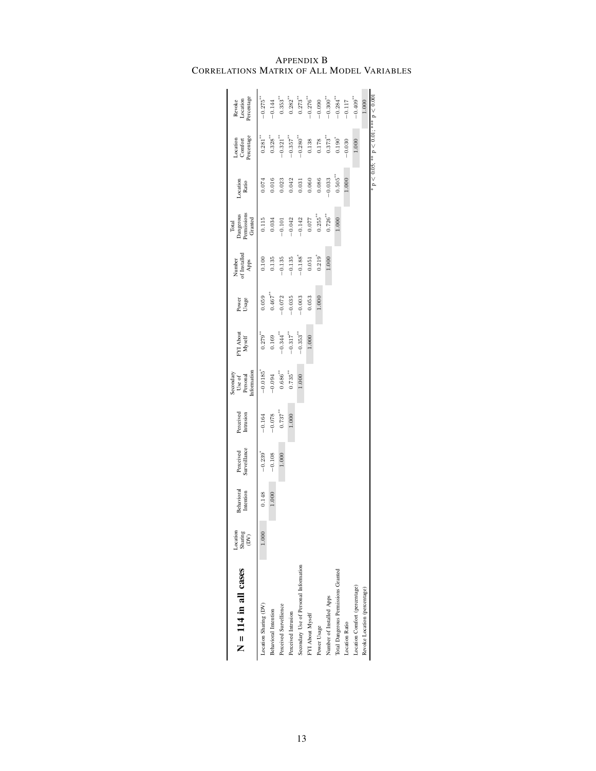# APPENDIX B
## CORRELATIONS MATRIX OF ALL MODEL VARIABLES

| N = 114 in all cases | Location Sharing (DV) | Behavioral Intention | Perceived Surveillance | Perceived Intrusion | Secondary Use of Personal Information | FYI About Myself | Power Usage | Number of Installed Apps | Total Dangerous Permissions Granted | Location Ratio | Location Comfort Percentage | Revoke Location Percentage |
|---|---|---|---|---|---|---|---|---|---|---|---|---|
| Location Sharing (DV) | 1.000 | 0.148 | −0.239* | −0.164 | −0.0185* | 0.279** | 0.059 | 0.100 | 0.115 | 0.074 | 0.281** | −0.275** |
| Behavioral Intention | | 1.000 | −0.108 | −0.078 | −0.094 | 0.169 | 0.467** | 0.135 | 0.034 | 0.016 | 0.328** | −0.144 |
| Perceived Surveillance | | | 1.000 | 0.737** | 0.686** | −0.344** | −0.072 | −0.135 | −0.101 | 0.023 | −0.321** | 0.353** |
| Perceived Intrusion | | | | 1.000 | 0.735** | −0.317** | −0.035 | −0.135 | −0.042 | 0.042 | −0.357** | 0.282** |
| Secondary Use of Personal Information | | | | | 1.000 | −0.353** | −0.003 | −0.188* | −0.142 | 0.031 | −0.280** | 0.273** |
| FYI About Myself | | | | | | 1.000 | 0.053 | 0.051 | 0.077 | 0.060 | 0.138 | −0.276** |
| Power Usage | | | | | | | 1.000 | 0.219* | 0.255** | 0.086 | 0.178 | −0.090 |
| Number of Installed Apps | | | | | | | | 1.000 | 0.726** | −0.033 | 0.373** | −0.300** |
| Total Dangerous Permissions Granted | | | | | | | | | 1.000 | 0.505** | 0.190* | −0.284** |
| Location Ratio | | | | | | | | | | 1.000 | −0.030 | −0.117 |
| Location Comfort (percentage) | | | | | | | | | | | 1.000 | −0.409** |
| Revoke Location (percentage) | | | | | | | | | | | | 1.000 |

* $p < 0.05$; ** $p < 0.01$; *** $p < 0.001$